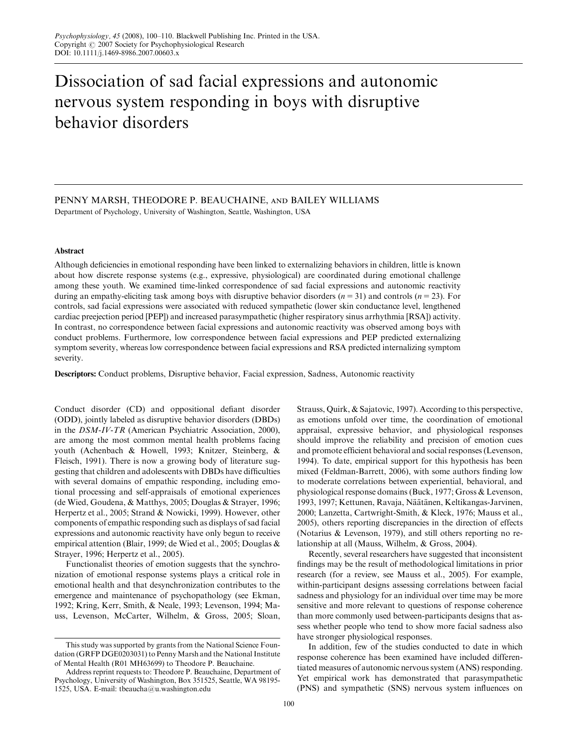# Dissociation of sad facial expressions and autonomic nervous system responding in boys with disruptive behavior disorders

PENNY MARSH, THEODORE P. BEAUCHAINE, AND BAILEY WILLIAMS

Department of Psychology, University of Washington, Seattle, Washington, USA

## Abstract

Although deficiencies in emotional responding have been linked to externalizing behaviors in children, little is known about how discrete response systems (e.g., expressive, physiological) are coordinated during emotional challenge among these youth. We examined time-linked correspondence of sad facial expressions and autonomic reactivity during an empathy-eliciting task among boys with disruptive behavior disorders ($n = 31$) and controls ($n = 23$). For controls, sad facial expressions were associated with reduced sympathetic (lower skin conductance level, lengthened cardiac preejection period [PEP]) and increased parasympathetic (higher respiratory sinus arrhythmia [RSA]) activity. In contrast, no correspondence between facial expressions and autonomic reactivity was observed among boys with conduct problems. Furthermore, low correspondence between facial expressions and PEP predicted externalizing symptom severity, whereas low correspondence between facial expressions and RSA predicted internalizing symptom severity.

**Descriptors:** Conduct problems, Disruptive behavior, Facial expression, Sadness, Autonomic reactivity

Conduct disorder (CD) and oppositional defiant disorder (ODD), jointly labeled as disruptive behavior disorders (DBDs) in the *DSM-IV-TR* (American Psychiatric Association, 2000), are among the most common mental health problems facing youth (Achenbach & Howell, 1993; Knitzer, Steinberg, & Fleisch, 1991). There is now a growing body of literature suggesting that children and adolescents with DBDs have difficulties with several domains of empathic responding, including emotional processing and self-appraisals of emotional experiences (de Wied, Goudena, & Matthys, 2005; Douglas & Strayer, 1996; Herpertz et al., 2005; Strand & Nowicki, 1999). However, other components of empathic responding such as displays of sad facial expressions and autonomic reactivity have only begun to receive empirical attention (Blair, 1999; de Wied et al., 2005; Douglas & Strayer, 1996; Herpertz et al., 2005).

Functionalist theories of emotion suggests that the synchronization of emotional response systems plays a critical role in emotional health and that desynchronization contributes to the emergence and maintenance of psychopathology (see Ekman, 1992; Kring, Kerr, Smith, & Neale, 1993; Levenson, 1994; Mauss, Levenson, McCarter, Wilhelm, & Gross, 2005; Sloan, Strauss, Quirk, & Sajatovic, 1997). According to this perspective, as emotions unfold over time, the coordination of emotional appraisal, expressive behavior, and physiological responses should improve the reliability and precision of emotion cues and promote efficient behavioral and social responses (Levenson, 1994). To date, empirical support for this hypothesis has been mixed (Feldman-Barrett, 2006), with some authors finding low to moderate correlations between experiential, behavioral, and physiological response domains (Buck, 1977; Gross & Levenson, 1993, 1997; Kettunen, Ravaja, Näätänen, Keltikangas-Jarvinen, 2000; Lanzetta, Cartwright-Smith, & Kleck, 1976; Mauss et al., 2005), others reporting discrepancies in the direction of effects (Notarius & Levenson, 1979), and still others reporting no relationship at all (Mauss, Wilhelm, & Gross, 2004).

Recently, several researchers have suggested that inconsistent findings may be the result of methodological limitations in prior research (for a review, see Mauss et al., 2005). For example, within-participant designs assessing correlations between facial sadness and physiology for an individual over time may be more sensitive and more relevant to questions of response coherence than more commonly used between-participants designs that assess whether people who tend to show more facial sadness also have stronger physiological responses.

In addition, few of the studies conducted to date in which response coherence has been examined have included differentiated measures of autonomic nervous system (ANS) responding. Yet empirical work has demonstrated that parasympathetic (PNS) and sympathetic (SNS) nervous system influences on

This study was supported by grants from the National Science Foundation (GRFP DGE0203031) to Penny Marsh and the National Institute of Mental Health (R01 MH63699) to Theodore P. Beauchaine.

Address reprint requests to: Theodore P. Beauchaine, Department of Psychology, University of Washington, Box 351525, Seattle, WA 98195-1525, USA. E-mail: tbeaucha@u.washington.edu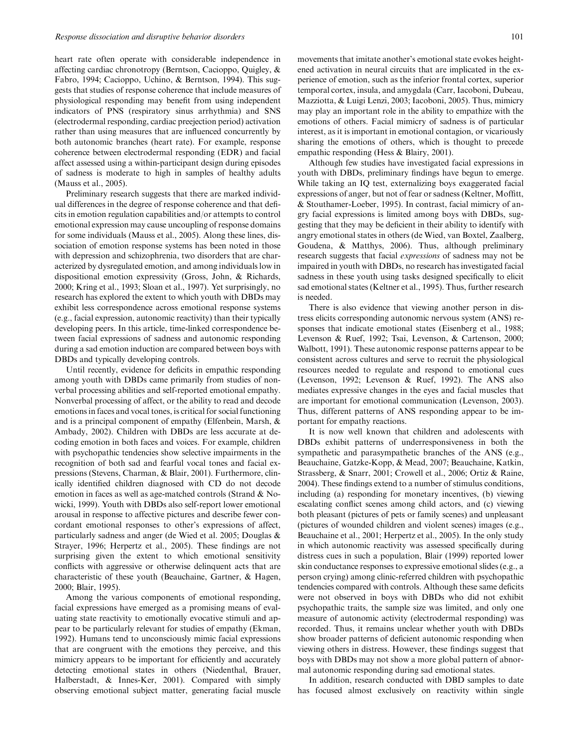heart rate often operate with considerable independence in affecting cardiac chronotropy (Berntson, Cacioppo, Quigley, & Fabro, 1994; Cacioppo, Uchino, & Berntson, 1994). This suggests that studies of response coherence that include measures of physiological responding may benefit from using independent indicators of PNS (respiratory sinus arrhythmia) and SNS (electrodermal responding, cardiac preejection period) activation rather than using measures that are influenced concurrently by both autonomic branches (heart rate). For example, response coherence between electrodermal responding (EDR) and facial affect assessed using a within-participant design during episodes of sadness is moderate to high in samples of healthy adults (Mauss et al., 2005).

Preliminary research suggests that there are marked individual differences in the degree of response coherence and that deficits in emotion regulation capabilities and/or attempts to control emotional expression may cause uncoupling of response domains for some individuals (Mauss et al., 2005). Along these lines, dissociation of emotion response systems has been noted in those with depression and schizophrenia, two disorders that are characterized by dysregulated emotion, and among individuals low in dispositional emotion expressivity (Gross, John, & Richards, 2000; Kring et al., 1993; Sloan et al., 1997). Yet surprisingly, no research has explored the extent to which youth with DBDs may exhibit less correspondence across emotional response systems (e.g., facial expression, autonomic reactivity) than their typically developing peers. In this article, time-linked correspondence between facial expressions of sadness and autonomic responding during a sad emotion induction are compared between boys with DBDs and typically developing controls.

Until recently, evidence for deficits in empathic responding among youth with DBDs came primarily from studies of nonverbal processing abilities and self-reported emotional empathy. Nonverbal processing of affect, or the ability to read and decode emotions in faces and vocal tones, is critical for social functioning and is a principal component of empathy (Elfenbein, Marsh, & Ambady, 2002). Children with DBDs are less accurate at decoding emotion in both faces and voices. For example, children with psychopathic tendencies show selective impairments in the recognition of both sad and fearful vocal tones and facial expressions (Stevens, Charman, & Blair, 2001). Furthermore, clinically identified children diagnosed with CD do not decode emotion in faces as well as age-matched controls (Strand & Nowicki, 1999). Youth with DBDs also self-report lower emotional arousal in response to affective pictures and describe fewer concordant emotional responses to other's expressions of affect, particularly sadness and anger (de Wied et al. 2005; Douglas & Strayer, 1996; Herpertz et al., 2005). These findings are not surprising given the extent to which emotional sensitivity conflicts with aggressive or otherwise delinquent acts that are characteristic of these youth (Beauchaine, Gartner, & Hagen, 2000; Blair, 1995).

Among the various components of emotional responding, facial expressions have emerged as a promising means of evaluating state reactivity to emotionally evocative stimuli and appear to be particularly relevant for studies of empathy (Ekman, 1992). Humans tend to unconsciously mimic facial expressions that are congruent with the emotions they perceive, and this mimicry appears to be important for efficiently and accurately detecting emotional states in others (Niedenthal, Brauer, Halberstadt, & Innes-Ker, 2001). Compared with simply observing emotional subject matter, generating facial muscle movements that imitate another's emotional state evokes heightened activation in neural circuits that are implicated in the experience of emotion, such as the inferior frontal cortex, superior temporal cortex, insula, and amygdala (Carr, Iacoboni, Dubeau, Mazziotta, & Luigi Lenzi, 2003; Iacoboni, 2005). Thus, mimicry may play an important role in the ability to empathize with the emotions of others. Facial mimicry of sadness is of particular interest, as it is important in emotional contagion, or vicariously sharing the emotions of others, which is thought to precede empathic responding (Hess & Blairy, 2001).

Although few studies have investigated facial expressions in youth with DBDs, preliminary findings have begun to emerge. While taking an IQ test, externalizing boys exaggerated facial expressions of anger, but not of fear or sadness (Keltner, Moffitt, & Stouthamer-Loeber, 1995). In contrast, facial mimicry of angry facial expressions is limited among boys with DBDs, suggesting that they may be deficient in their ability to identify with angry emotional states in others (de Wied, van Boxtel, Zaalberg, Goudena, & Matthys, 2006). Thus, although preliminary research suggests that facial *expressions* of sadness may not be impaired in youth with DBDs, no research has investigated facial sadness in these youth using tasks designed specifically to elicit sad emotional states (Keltner et al., 1995). Thus, further research is needed.

There is also evidence that viewing another person in distress elicits corresponding autonomic nervous system (ANS) responses that indicate emotional states (Eisenberg et al., 1988; Levenson & Ruef, 1992; Tsai, Levenson, & Cartenson, 2000; Walbott, 1991). These autonomic response patterns appear to be consistent across cultures and serve to recruit the physiological resources needed to regulate and respond to emotional cues (Levenson, 1992; Levenson & Ruef, 1992). The ANS also mediates expressive changes in the eyes and facial muscles that are important for emotional communication (Levenson, 2003). Thus, different patterns of ANS responding appear to be important for empathy reactions.

It is now well known that children and adolescents with DBDs exhibit patterns of underresponsiveness in both the sympathetic and parasympathetic branches of the ANS (e.g., Beauchaine, Gatzke-Kopp, & Mead, 2007; Beauchaine, Katkin, Strassberg, & Snarr, 2001; Crowell et al., 2006; Ortiz & Raine, 2004). These findings extend to a number of stimulus conditions, including (a) responding for monetary incentives, (b) viewing escalating conflict scenes among child actors, and (c) viewing both pleasant (pictures of pets or family scenes) and unpleasant (pictures of wounded children and violent scenes) images (e.g., Beauchaine et al., 2001; Herpertz et al., 2005). In the only study in which autonomic reactivity was assessed specifically during distress cues in such a population, Blair (1999) reported lower skin conductance responses to expressive emotional slides (e.g., a person crying) among clinic-referred children with psychopathic tendencies compared with controls. Although these same deficits were not observed in boys with DBDs who did not exhibit psychopathic traits, the sample size was limited, and only one measure of autonomic activity (electrodermal responding) was recorded. Thus, it remains unclear whether youth with DBDs show broader patterns of deficient autonomic responding when viewing others in distress. However, these findings suggest that boys with DBDs may not show a more global pattern of abnormal autonomic responding during sad emotional states.

In addition, research conducted with DBD samples to date has focused almost exclusively on reactivity within single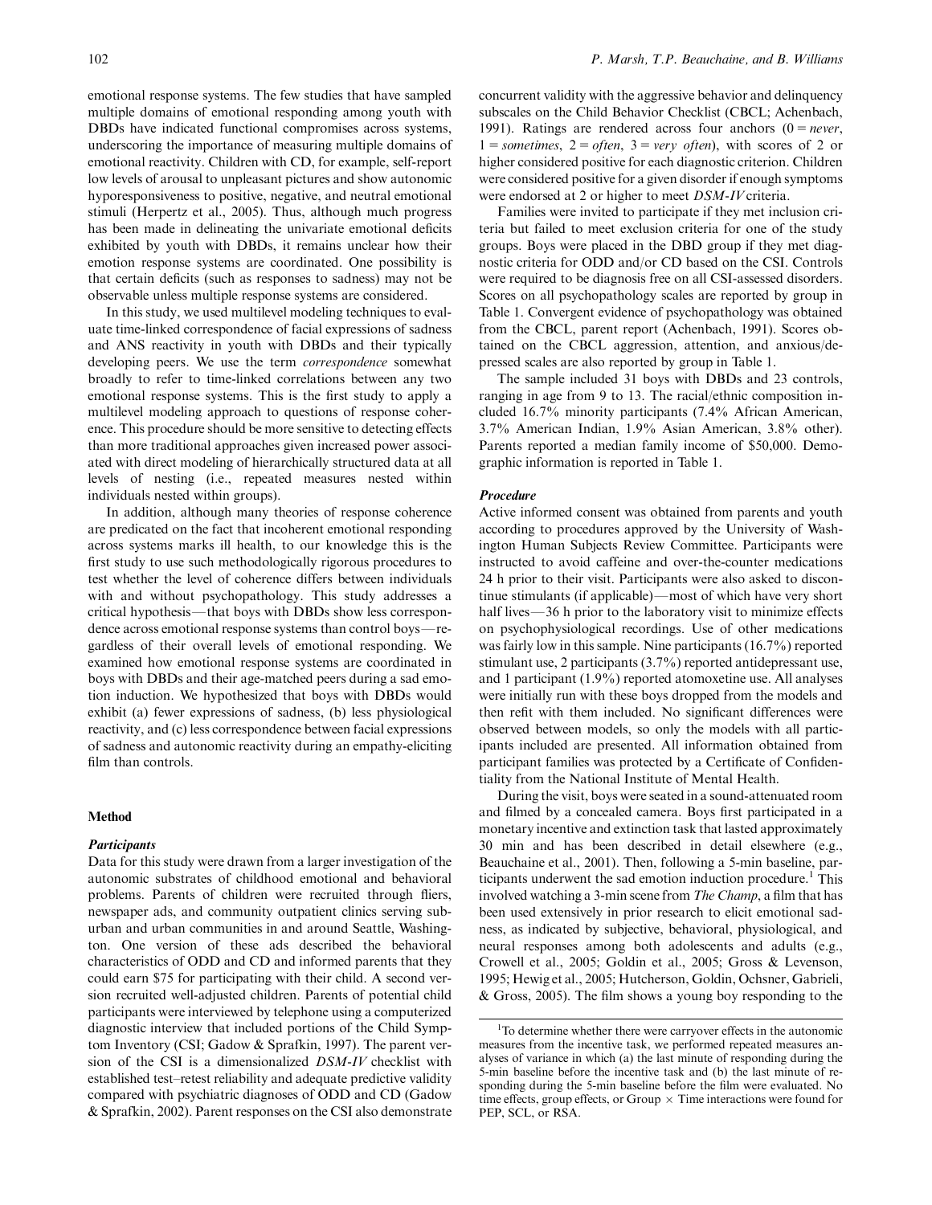emotional response systems. The few studies that have sampled multiple domains of emotional responding among youth with DBDs have indicated functional compromises across systems, underscoring the importance of measuring multiple domains of emotional reactivity. Children with CD, for example, self-report low levels of arousal to unpleasant pictures and show autonomic hyporesponsiveness to positive, negative, and neutral emotional stimuli (Herpertz et al., 2005). Thus, although much progress has been made in delineating the univariate emotional deficits exhibited by youth with DBDs, it remains unclear how their emotion response systems are coordinated. One possibility is that certain deficits (such as responses to sadness) may not be observable unless multiple response systems are considered.

In this study, we used multilevel modeling techniques to evaluate time-linked correspondence of facial expressions of sadness and ANS reactivity in youth with DBDs and their typically developing peers. We use the term *correspondence* somewhat broadly to refer to time-linked correlations between any two emotional response systems. This is the first study to apply a multilevel modeling approach to questions of response coherence. This procedure should be more sensitive to detecting effects than more traditional approaches given increased power associated with direct modeling of hierarchically structured data at all levels of nesting (i.e., repeated measures nested within individuals nested within groups).

In addition, although many theories of response coherence are predicated on the fact that incoherent emotional responding across systems marks ill health, to our knowledge this is the first study to use such methodologically rigorous procedures to test whether the level of coherence differs between individuals with and without psychopathology. This study addresses a critical hypothesis—that boys with DBDs show less correspondence across emotional response systems than control boys—regardless of their overall levels of emotional responding. We examined how emotional response systems are coordinated in boys with DBDs and their age-matched peers during a sad emotion induction. We hypothesized that boys with DBDs would exhibit (a) fewer expressions of sadness, (b) less physiological reactivity, and (c) less correspondence between facial expressions of sadness and autonomic reactivity during an empathy-eliciting film than controls.

## Method

### *Participants*

Data for this study were drawn from a larger investigation of the autonomic substrates of childhood emotional and behavioral problems. Parents of children were recruited through fliers, newspaper ads, and community outpatient clinics serving suburban and urban communities in and around Seattle, Washington. One version of these ads described the behavioral characteristics of ODD and CD and informed parents that they could earn $75 for participating with their child. A second version recruited well-adjusted children. Parents of potential child participants were interviewed by telephone using a computerized diagnostic interview that included portions of the Child Symptom Inventory (CSI; Gadow & Sprafkin, 1997). The parent version of the CSI is a dimensionalized *DSM-IV* checklist with established test–retest reliability and adequate predictive validity compared with psychiatric diagnoses of ODD and CD (Gadow & Sprafkin, 2002). Parent responses on the CSI also demonstrate concurrent validity with the aggressive behavior and delinquency subscales on the Child Behavior Checklist (CBCL; Achenbach, 1991). Ratings are rendered across four anchors (0 = *never*, 1 = *sometimes*, 2 = *often*, 3 = *very often*), with scores of 2 or higher considered positive for each diagnostic criterion. Children were considered positive for a given disorder if enough symptoms were endorsed at 2 or higher to meet *DSM-IV* criteria.

Families were invited to participate if they met inclusion criteria but failed to meet exclusion criteria for one of the study groups. Boys were placed in the DBD group if they met diagnostic criteria for ODD and/or CD based on the CSI. Controls were required to be diagnosis free on all CSI-assessed disorders. Scores on all psychopathology scales are reported by group in Table 1. Convergent evidence of psychopathology was obtained from the CBCL, parent report (Achenbach, 1991). Scores obtained on the CBCL aggression, attention, and anxious/depressed scales are also reported by group in Table 1.

The sample included 31 boys with DBDs and 23 controls, ranging in age from 9 to 13. The racial/ethnic composition included 16.7% minority participants (7.4% African American, 3.7% American Indian, 1.9% Asian American, 3.8% other). Parents reported a median family income of $50,000. Demographic information is reported in Table 1.

### *Procedure*

Active informed consent was obtained from parents and youth according to procedures approved by the University of Washington Human Subjects Review Committee. Participants were instructed to avoid caffeine and over-the-counter medications 24 h prior to their visit. Participants were also asked to discontinue stimulants (if applicable)—most of which have very short half lives—36 h prior to the laboratory visit to minimize effects on psychophysiological recordings. Use of other medications was fairly low in this sample. Nine participants (16.7%) reported stimulant use, 2 participants (3.7%) reported antidepressant use, and 1 participant (1.9%) reported atomoxetine use. All analyses were initially run with these boys dropped from the models and then refit with them included. No significant differences were observed between models, so only the models with all participants included are presented. All information obtained from participant families was protected by a Certificate of Confidentiality from the National Institute of Mental Health.

During the visit, boys were seated in a sound-attenuated room and filmed by a concealed camera. Boys first participated in a monetary incentive and extinction task that lasted approximately 30 min and has been described in detail elsewhere (e.g., Beauchaine et al., 2001). Then, following a 5-min baseline, participants underwent the sad emotion induction procedure.[1] This involved watching a 3-min scene from *The Champ*, a film that has been used extensively in prior research to elicit emotional sadness, as indicated by subjective, behavioral, physiological, and neural responses among both adolescents and adults (e.g., Crowell et al., 2005; Goldin et al., 2005; Gross & Levenson, 1995; Hewig et al., 2005; Hutcherson, Goldin, Ochsner, Gabrieli, & Gross, 2005). The film shows a young boy responding to the

[1]To determine whether there were carryover effects in the autonomic measures from the incentive task, we performed repeated measures analyses of variance in which (a) the last minute of responding during the 5-min baseline before the incentive task and (b) the last minute of responding during the 5-min baseline before the film were evaluated. No time effects, group effects, or Group × Time interactions were found for PEP, SCL, or RSA.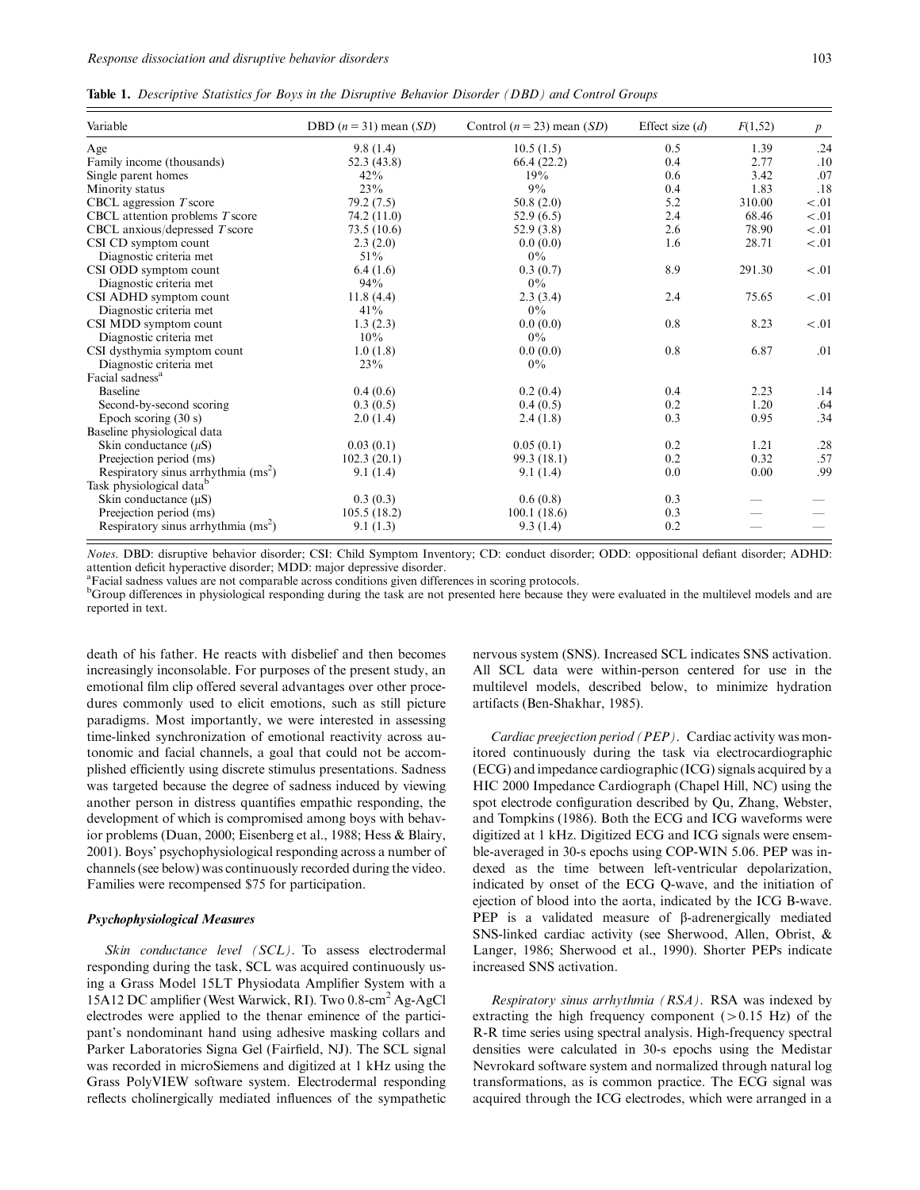**Table 1.** *Descriptive Statistics for Boys in the Disruptive Behavior Disorder (DBD) and Control Groups*

| Variable | DBD ($n = 31$) mean ($SD$) | Control ($n = 23$) mean ($SD$) | Effect size ($d$) | $F(1,52)$ | $p$ |
|---|---|---|---|---|---|
| Age | 9.8 (1.4) | 10.5 (1.5) | 0.5 | 1.39 | .24 |
| Family income (thousands) | 52.3 (43.8) | 66.4 (22.2) | 0.4 | 2.77 | .10 |
| Single parent homes | 42% | 19% | 0.6 | 3.42 | .07 |
| Minority status | 23% | 9% | 0.4 | 1.83 | .18 |
| CBCL aggression $T$ score | 79.2 (7.5) | 50.8 (2.0) | 5.2 | 310.00 | <.01 |
| CBCL attention problems $T$ score | 74.2 (11.0) | 52.9 (6.5) | 2.4 | 68.46 | <.01 |
| CBCL anxious/depressed $T$ score | 73.5 (10.6) | 52.9 (3.8) | 2.6 | 78.90 | <.01 |
| CSI CD symptom count | 2.3 (2.0) | 0.0 (0.0) | 1.6 | 28.71 | <.01 |
| Diagnostic criteria met | 51% | 0% | | | |
| CSI ODD symptom count | 6.4 (1.6) | 0.3 (0.7) | 8.9 | 291.30 | <.01 |
| Diagnostic criteria met | 94% | 0% | | | |
| CSI ADHD symptom count | 11.8 (4.4) | 2.3 (3.4) | 2.4 | 75.65 | <.01 |
| Diagnostic criteria met | 41% | 0% | | | |
| CSI MDD symptom count | 1.3 (2.3) | 0.0 (0.0) | 0.8 | 8.23 | <.01 |
| Diagnostic criteria met | 10% | 0% | | | |
| CSI dysthymia symptom count | 1.0 (1.8) | 0.0 (0.0) | 0.8 | 6.87 | .01 |
| Diagnostic criteria met | 23% | 0% | | | |
| Facial sadness[a] | | | | | |
| Baseline | 0.4 (0.6) | 0.2 (0.4) | 0.4 | 2.23 | .14 |
| Second-by-second scoring | 0.3 (0.5) | 0.4 (0.5) | 0.2 | 1.20 | .64 |
| Epoch scoring (30 s) | 2.0 (1.4) | 2.4 (1.8) | 0.3 | 0.95 | .34 |
| Baseline physiological data | | | | | |
| Skin conductance ($\mu$S) | 0.03 (0.1) | 0.05 (0.1) | 0.2 | 1.21 | .28 |
| Preejection period (ms) | 102.3 (20.1) | 99.3 (18.1) | 0.2 | 0.32 | .57 |
| Respiratory sinus arrhythmia (ms$^2$) | 9.1 (1.4) | 9.1 (1.4) | 0.0 | 0.00 | .99 |
| Task physiological data[b] | | | | | |
| Skin conductance ($\mu$S) | 0.3 (0.3) | 0.6 (0.8) | 0.3 | — | — |
| Preejection period (ms) | 105.5 (18.2) | 100.1 (18.6) | 0.3 | — | — |
| Respiratory sinus arrhythmia (ms$^2$) | 9.1 (1.3) | 9.3 (1.4) | 0.2 | — | — |

*Notes.* DBD: disruptive behavior disorder; CSI: Child Symptom Inventory; CD: conduct disorder; ODD: oppositional defiant disorder; ADHD: attention deficit hyperactive disorder; MDD: major depressive disorder.
[a]Facial sadness values are not comparable across conditions given differences in scoring protocols.
[b]Group differences in physiological responding during the task are not presented here because they were evaluated in the multilevel models and are reported in text.

death of his father. He reacts with disbelief and then becomes increasingly inconsolable. For purposes of the present study, an emotional film clip offered several advantages over other procedures commonly used to elicit emotions, such as still picture paradigms. Most importantly, we were interested in assessing time-linked synchronization of emotional reactivity across autonomic and facial channels, a goal that could not be accomplished efficiently using discrete stimulus presentations. Sadness was targeted because the degree of sadness induced by viewing another person in distress quantifies empathic responding, the development of which is compromised among boys with behavior problems (Duan, 2000; Eisenberg et al., 1988; Hess & Blairy, 2001). Boys' psychophysiological responding across a number of channels (see below) was continuously recorded during the video. Families were recompensed $75 for participation.

### Psychophysiological Measures

*Skin conductance level (SCL).* To assess electrodermal responding during the task, SCL was acquired continuously using a Grass Model 15LT Physiodata Amplifier System with a 15A12 DC amplifier (West Warwick, RI). Two 0.8-cm$^2$ Ag-AgCl electrodes were applied to the thenar eminence of the participant's nondominant hand using adhesive masking collars and Parker Laboratories Signa Gel (Fairfield, NJ). The SCL signal was recorded in microSiemens and digitized at 1 kHz using the Grass PolyVIEW software system. Electrodermal responding reflects cholinergically mediated influences of the sympathetic nervous system (SNS). Increased SCL indicates SNS activation. All SCL data were within-person centered for use in the multilevel models, described below, to minimize hydration artifacts (Ben-Shakhar, 1985).

*Cardiac preejection period (PEP).* Cardiac activity was monitored continuously during the task via electrocardiographic (ECG) and impedance cardiographic (ICG) signals acquired by a HIC 2000 Impedance Cardiograph (Chapel Hill, NC) using the spot electrode configuration described by Qu, Zhang, Webster, and Tompkins (1986). Both the ECG and ICG waveforms were digitized at 1 kHz. Digitized ECG and ICG signals were ensemble-averaged in 30-s epochs using COP-WIN 5.06. PEP was indexed as the time between left-ventricular depolarization, indicated by onset of the ECG Q-wave, and the initiation of ejection of blood into the aorta, indicated by the ICG B-wave. PEP is a validated measure of β-adrenergically mediated SNS-linked cardiac activity (see Sherwood, Allen, Obrist, & Langer, 1986; Sherwood et al., 1990). Shorter PEPs indicate increased SNS activation.

*Respiratory sinus arrhythmia (RSA).* RSA was indexed by extracting the high frequency component (>0.15 Hz) of the R-R time series using spectral analysis. High-frequency spectral densities were calculated in 30-s epochs using the Medistar Nevrokard software system and normalized through natural log transformations, as is common practice. The ECG signal was acquired through the ICG electrodes, which were arranged in a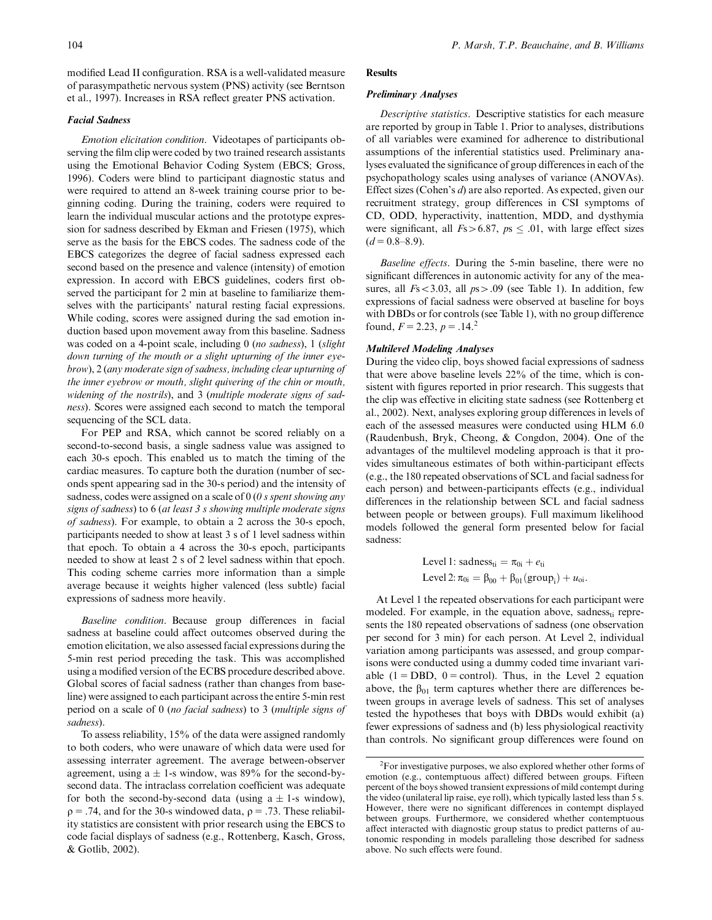modified Lead II configuration. RSA is a well-validated measure of parasympathetic nervous system (PNS) activity (see Berntson et al., 1997). Increases in RSA reflect greater PNS activation.

### *Facial Sadness*

*Emotion elicitation condition*. Videotapes of participants observing the film clip were coded by two trained research assistants using the Emotional Behavior Coding System (EBCS; Gross, 1996). Coders were blind to participant diagnostic status and were required to attend an 8-week training course prior to beginning coding. During the training, coders were required to learn the individual muscular actions and the prototype expression for sadness described by Ekman and Friesen (1975), which serve as the basis for the EBCS codes. The sadness code of the EBCS categorizes the degree of facial sadness expressed each second based on the presence and valence (intensity) of emotion expression. In accord with EBCS guidelines, coders first observed the participant for 2 min at baseline to familiarize themselves with the participants' natural resting facial expressions. While coding, scores were assigned during the sad emotion induction based upon movement away from this baseline. Sadness was coded on a 4-point scale, including 0 (*no sadness*), 1 (*slight down turning of the mouth or a slight upturning of the inner eyebrow*), 2 (*any moderate sign of sadness, including clear upturning of the inner eyebrow or mouth, slight quivering of the chin or mouth, widening of the nostrils*), and 3 (*multiple moderate signs of sadness*). Scores were assigned each second to match the temporal sequencing of the SCL data.

For PEP and RSA, which cannot be scored reliably on a second-to-second basis, a single sadness value was assigned to each 30-s epoch. This enabled us to match the timing of the cardiac measures. To capture both the duration (number of seconds spent appearing sad in the 30-s period) and the intensity of sadness, codes were assigned on a scale of 0 (*0 s spent showing any signs of sadness*) to 6 (*at least 3 s showing multiple moderate signs of sadness*). For example, to obtain a 2 across the 30-s epoch, participants needed to show at least 3 s of 1 level sadness within that epoch. To obtain a 4 across the 30-s epoch, participants needed to show at least 2 s of 2 level sadness within that epoch. This coding scheme carries more information than a simple average because it weights higher valenced (less subtle) facial expressions of sadness more heavily.

*Baseline condition*. Because group differences in facial sadness at baseline could affect outcomes observed during the emotion elicitation, we also assessed facial expressions during the 5-min rest period preceding the task. This was accomplished using a modified version of the ECBS procedure described above. Global scores of facial sadness (rather than changes from baseline) were assigned to each participant across the entire 5-min rest period on a scale of 0 (*no facial sadness*) to 3 (*multiple signs of sadness*).

To assess reliability, 15% of the data were assigned randomly to both coders, who were unaware of which data were used for assessing interrater agreement. The average between-observer agreement, using a $\pm$ 1-s window, was 89% for the second-by-second data. The intraclass correlation coefficient was adequate for both the second-by-second data (using a $\pm$ 1-s window), $\rho = .74$, and for the 30-s windowed data, $\rho = .73$. These reliability statistics are consistent with prior research using the EBCS to code facial displays of sadness (e.g., Rottenberg, Kasch, Gross, & Gotlib, 2002).

## Results

### *Preliminary Analyses*

*Descriptive statistics*. Descriptive statistics for each measure are reported by group in Table 1. Prior to analyses, distributions of all variables were examined for adherence to distributional assumptions of the inferential statistics used. Preliminary analyses evaluated the significance of group differences in each of the psychopathology scales using analyses of variance (ANOVAs). Effect sizes (Cohen's *d*) are also reported. As expected, given our recruitment strategy, group differences in CSI symptoms of CD, ODD, hyperactivity, inattention, MDD, and dysthymia were significant, all $F\text{s} > 6.87$, $p\text{s} \leq .01$, with large effect sizes ($d = 0.8$–$8.9$).

*Baseline effects*. During the 5-min baseline, there were no significant differences in autonomic activity for any of the measures, all $F\text{s} < 3.03$, all $p\text{s} > .09$ (see Table 1). In addition, few expressions of facial sadness were observed at baseline for boys with DBDs or for controls (see Table 1), with no group difference found, $F = 2.23$, $p = .14$.[2]

### *Multilevel Modeling Analyses*

During the video clip, boys showed facial expressions of sadness that were above baseline levels 22% of the time, which is consistent with figures reported in prior research. This suggests that the clip was effective in eliciting state sadness (see Rottenberg et al., 2002). Next, analyses exploring group differences in levels of each of the assessed measures were conducted using HLM 6.0 (Raudenbush, Bryk, Cheong, & Congdon, 2004). One of the advantages of the multilevel modeling approach is that it provides simultaneous estimates of both within-participant effects (e.g., the 180 repeated observations of SCL and facial sadness for each person) and between-participants effects (e.g., individual differences in the relationship between SCL and facial sadness between people or between groups). Full maximum likelihood models followed the general form presented below for facial sadness:

$$\text{Level 1: sadness}_{ti} = \pi_{0i} + e_{ti}$$
$$\text{Level 2: } \pi_{0i} = \beta_{00} + \beta_{01}(\text{group}_i) + u_{oi}.$$

At Level 1 the repeated observations for each participant were modeled. For example, in the equation above, $\text{sadness}_{ti}$ represents the 180 repeated observations of sadness (one observation per second for 3 min) for each person. At Level 2, individual variation among participants was assessed, and group comparisons were conducted using a dummy coded time invariant variable (1 = DBD, 0 = control). Thus, in the Level 2 equation above, the $\beta_{01}$ term captures whether there are differences between groups in average levels of sadness. This set of analyses tested the hypotheses that boys with DBDs would exhibit (a) fewer expressions of sadness and (b) less physiological reactivity than controls. No significant group differences were found on

[2]For investigative purposes, we also explored whether other forms of emotion (e.g., contemptuous affect) differed between groups. Fifteen percent of the boys showed transient expressions of mild contempt during the video (unilateral lip raise, eye roll), which typically lasted less than 5 s. However, there were no significant differences in contempt displayed between groups. Furthermore, we considered whether contemptuous affect interacted with diagnostic group status to predict patterns of autonomic responding in models paralleling those described for sadness above. No such effects were found.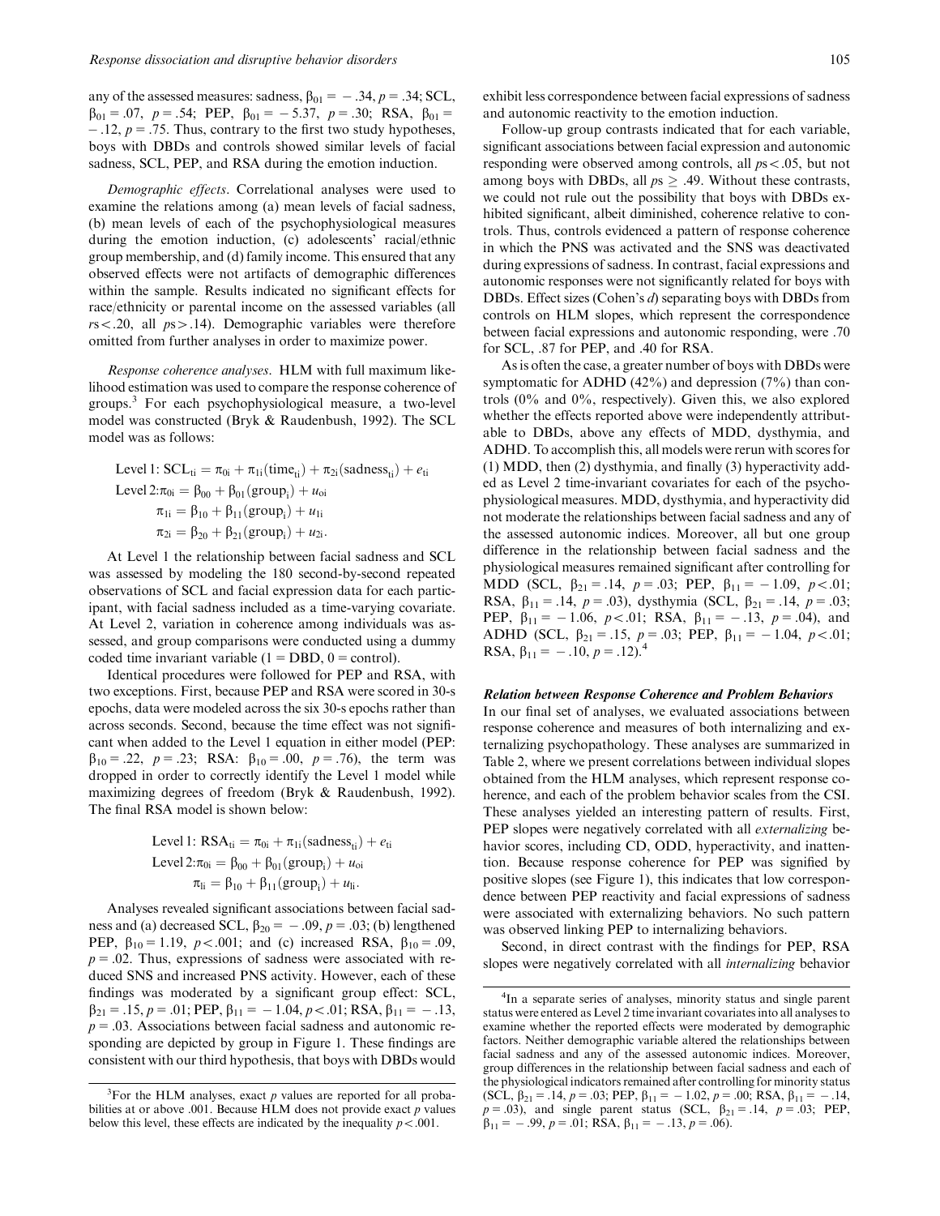any of the assessed measures: sadness, $\beta_{01} = -.34$, $p = .34$; SCL, $\beta_{01} = .07$, $p = .54$; PEP, $\beta_{01} = -5.37$, $p = .30$; RSA, $\beta_{01} = -.12$, $p = .75$. Thus, contrary to the first two study hypotheses, boys with DBDs and controls showed similar levels of facial sadness, SCL, PEP, and RSA during the emotion induction.

*Demographic effects*. Correlational analyses were used to examine the relations among (a) mean levels of facial sadness, (b) mean levels of each of the psychophysiological measures during the emotion induction, (c) adolescents' racial/ethnic group membership, and (d) family income. This ensured that any observed effects were not artifacts of demographic differences within the sample. Results indicated no significant effects for race/ethnicity or parental income on the assessed variables (all $rs < .20$, all $ps > .14$). Demographic variables were therefore omitted from further analyses in order to maximize power.

*Response coherence analyses*. HLM with full maximum likelihood estimation was used to compare the response coherence of groups.[3] For each psychophysiological measure, a two-level model was constructed (Bryk & Raudenbush, 1992). The SCL model was as follows:

$$\text{Level 1: } \text{SCL}_{ti} = \pi_{0i} + \pi_{1i}(\text{time}_{ti}) + \pi_{2i}(\text{sadness}_{ti}) + e_{ti}$$
$$\text{Level 2: } \pi_{0i} = \beta_{00} + \beta_{01}(\text{group}_i) + u_{oi}$$
$$\pi_{1i} = \beta_{10} + \beta_{11}(\text{group}_i) + u_{1i}$$
$$\pi_{2i} = \beta_{20} + \beta_{21}(\text{group}_i) + u_{2i}.$$

At Level 1 the relationship between facial sadness and SCL was assessed by modeling the 180 second-by-second repeated observations of SCL and facial expression data for each participant, with facial sadness included as a time-varying covariate. At Level 2, variation in coherence among individuals was assessed, and group comparisons were conducted using a dummy coded time invariant variable (1 = DBD, 0 = control).

Identical procedures were followed for PEP and RSA, with two exceptions. First, because PEP and RSA were scored in 30-s epochs, data were modeled across the six 30-s epochs rather than across seconds. Second, because the time effect was not significant when added to the Level 1 equation in either model (PEP: $\beta_{10} = .22$, $p = .23$; RSA: $\beta_{10} = .00$, $p = .76$), the term was dropped in order to correctly identify the Level 1 model while maximizing degrees of freedom (Bryk & Raudenbush, 1992). The final RSA model is shown below:

$$\text{Level 1: } \text{RSA}_{ti} = \pi_{0i} + \pi_{1i}(\text{sadness}_{ti}) + e_{ti}$$
$$\text{Level 2: } \pi_{0i} = \beta_{00} + \beta_{01}(\text{group}_i) + u_{oi}$$
$$\pi_{1i} = \beta_{10} + \beta_{11}(\text{group}_i) + u_{1i}.$$

Analyses revealed significant associations between facial sadness and (a) decreased SCL, $\beta_{20} = -.09$, $p = .03$; (b) lengthened PEP, $\beta_{10} = 1.19$, $p < .001$; and (c) increased RSA, $\beta_{10} = .09$, $p = .02$. Thus, expressions of sadness were associated with reduced SNS and increased PNS activity. However, each of these findings was moderated by a significant group effect: SCL, $\beta_{21} = .15$, $p = .01$; PEP, $\beta_{11} = -1.04$, $p < .01$; RSA, $\beta_{11} = -.13$, $p = .03$. Associations between facial sadness and autonomic responding are depicted by group in Figure 1. These findings are consistent with our third hypothesis, that boys with DBDs would exhibit less correspondence between facial expressions of sadness and autonomic reactivity to the emotion induction.

Follow-up group contrasts indicated that for each variable, significant associations between facial expression and autonomic responding were observed among controls, all $ps < .05$, but not among boys with DBDs, all $ps \geq .49$. Without these contrasts, we could not rule out the possibility that boys with DBDs exhibited significant, albeit diminished, coherence relative to controls. Thus, controls evidenced a pattern of response coherence in which the PNS was activated and the SNS was deactivated during expressions of sadness. In contrast, facial expressions and autonomic responses were not significantly related for boys with DBDs. Effect sizes (Cohen's $d$) separating boys with DBDs from controls on HLM slopes, which represent the correspondence between facial expressions and autonomic responding, were .70 for SCL, .87 for PEP, and .40 for RSA.

As is often the case, a greater number of boys with DBDs were symptomatic for ADHD (42%) and depression (7%) than controls (0% and 0%, respectively). Given this, we also explored whether the effects reported above were independently attributable to DBDs, above any effects of MDD, dysthymia, and ADHD. To accomplish this, all models were rerun with scores for (1) MDD, then (2) dysthymia, and finally (3) hyperactivity added as Level 2 time-invariant covariates for each of the psychophysiological measures. MDD, dysthymia, and hyperactivity did not moderate the relationships between facial sadness and any of the assessed autonomic indices. Moreover, all but one group difference in the relationship between facial sadness and the physiological measures remained significant after controlling for MDD (SCL, $\beta_{21} = .14$, $p = .03$; PEP, $\beta_{11} = -1.09$, $p < .01$; RSA, $\beta_{11} = .14$, $p = .03$), dysthymia (SCL, $\beta_{21} = .14$, $p = .03$; PEP, $\beta_{11} = -1.06$, $p < .01$; RSA, $\beta_{11} = -.13$, $p = .04$), and ADHD (SCL, $\beta_{21} = .15$, $p = .03$; PEP, $\beta_{11} = -1.04$, $p < .01$; RSA, $\beta_{11} = -.10$, $p = .12$).[4]

### Relation between Response Coherence and Problem Behaviors

In our final set of analyses, we evaluated associations between response coherence and measures of both internalizing and externalizing psychopathology. These analyses are summarized in Table 2, where we present correlations between individual slopes obtained from the HLM analyses, which represent response coherence, and each of the problem behavior scales from the CSI. These analyses yielded an interesting pattern of results. First, PEP slopes were negatively correlated with all *externalizing* behavior scores, including CD, ODD, hyperactivity, and inattention. Because response coherence for PEP was signified by positive slopes (see Figure 1), this indicates that low correspondence between PEP reactivity and facial expressions of sadness were associated with externalizing behaviors. No such pattern was observed linking PEP to internalizing behaviors.

Second, in direct contrast with the findings for PEP, RSA slopes were negatively correlated with all *internalizing* behavior

[3]For the HLM analyses, exact $p$ values are reported for all probabilities at or above .001. Because HLM does not provide exact $p$ values below this level, these effects are indicated by the inequality $p < .001$.

[4]In a separate series of analyses, minority status and single parent status were entered as Level 2 time invariant covariates into all analyses to examine whether the reported effects were moderated by demographic factors. Neither demographic variable altered the relationships between facial sadness and any of the assessed autonomic indices. Moreover, group differences in the relationship between facial sadness and each of the physiological indicators remained after controlling for minority status (SCL, $\beta_{21} = .14$, $p = .03$; PEP, $\beta_{11} = -1.02$, $p = .00$; RSA, $\beta_{11} = -.14$, $p = .03$), and single parent status (SCL, $\beta_{21} = .14$, $p = .03$; PEP, $\beta_{11} = -.99$, $p = .01$; RSA, $\beta_{11} = -.13$, $p = .06$).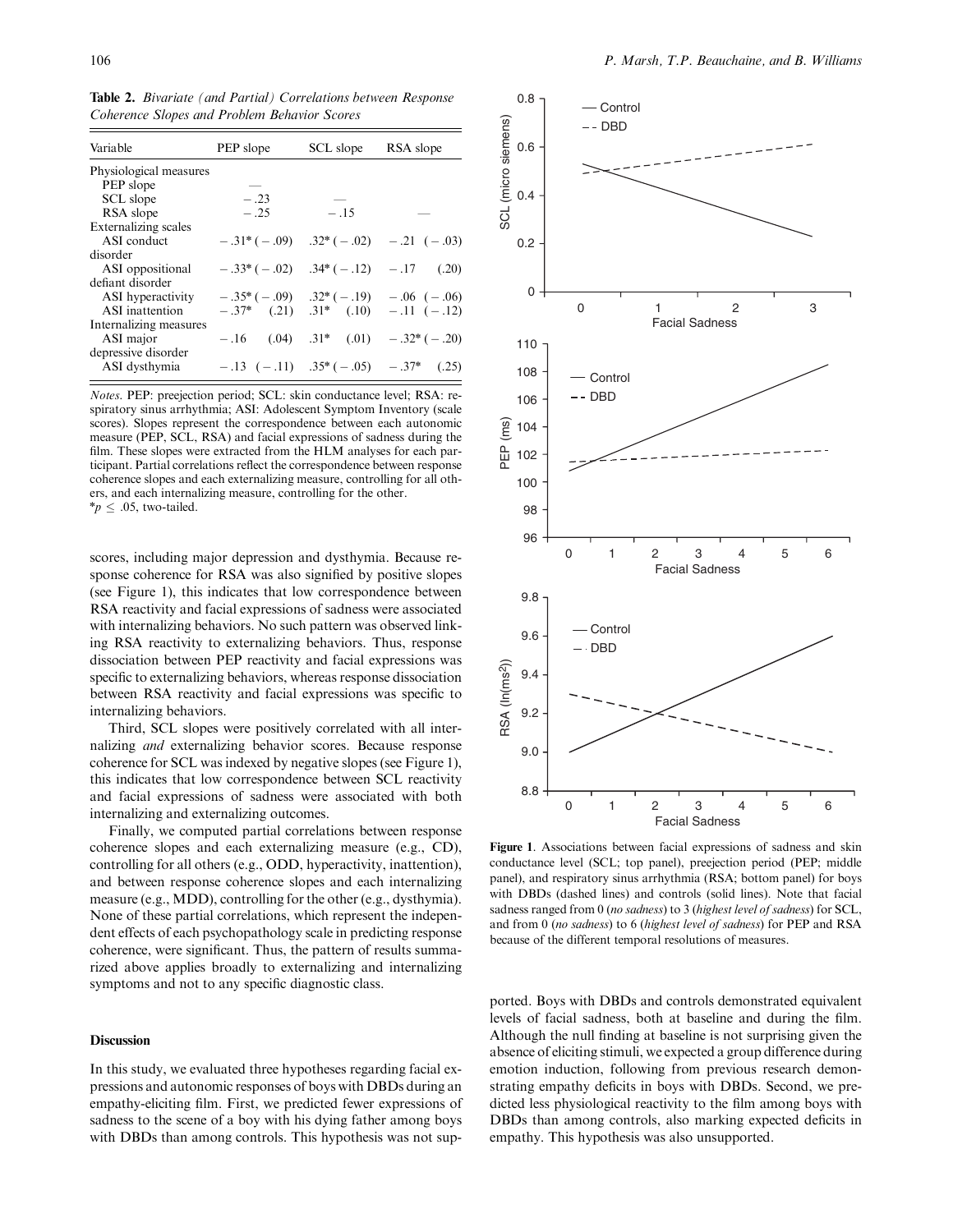**Table 2.** *Bivariate (and Partial) Correlations between Response Coherence Slopes and Problem Behavior Scores*

| Variable | PEP slope | SCL slope | RSA slope |
|---|---|---|---|
| Physiological measures | | | |
| PEP slope | — | | |
| SCL slope | −.23 | — | |
| RSA slope | −.25 | −.15 | — |
| Externalizing scales | | | |
| ASI conduct disorder | −.31* (−.09) | .32* (−.02) | −.21 (−.03) |
| ASI oppositional defiant disorder | −.33* (−.02) | .34* (−.12) | −.17 (.20) |
| ASI hyperactivity | −.35* (−.09) | .32* (−.19) | −.06 (−.06) |
| ASI inattention | −.37* (.21) | .31* (.10) | −.11 (−.12) |
| Internalizing measures | | | |
| ASI major depressive disorder | −.16 (.04) | .31* (.01) | −.32* (−.20) |
| ASI dysthymia | −.13 (−.11) | .35* (−.05) | −.37* (.25) |

*Notes.* PEP: preejection period; SCL: skin conductance level; RSA: respiratory sinus arrhythmia; ASI: Adolescent Symptom Inventory (scale scores). Slopes represent the correspondence between each autonomic measure (PEP, SCL, RSA) and facial expressions of sadness during the film. These slopes were extracted from the HLM analyses for each participant. Partial correlations reflect the correspondence between response coherence slopes and each externalizing measure, controlling for all others, and each internalizing measure, controlling for the other.
*$p \leq .05$, two-tailed.

scores, including major depression and dysthymia. Because response coherence for RSA was also signified by positive slopes (see Figure 1), this indicates that low correspondence between RSA reactivity and facial expressions of sadness were associated with internalizing behaviors. No such pattern was observed linking RSA reactivity to externalizing behaviors. Thus, response dissociation between PEP reactivity and facial expressions was specific to externalizing behaviors, whereas response dissociation between RSA reactivity and facial expressions was specific to internalizing behaviors.

Third, SCL slopes were positively correlated with all internalizing *and* externalizing behavior scores. Because response coherence for SCL was indexed by negative slopes (see Figure 1), this indicates that low correspondence between SCL reactivity and facial expressions of sadness were associated with both internalizing and externalizing outcomes.

Finally, we computed partial correlations between response coherence slopes and each externalizing measure (e.g., CD), controlling for all others (e.g., ODD, hyperactivity, inattention), and between response coherence slopes and each internalizing measure (e.g., MDD), controlling for the other (e.g., dysthymia). None of these partial correlations, which represent the independent effects of each psychopathology scale in predicting response coherence, were significant. Thus, the pattern of results summarized above applies broadly to externalizing and internalizing symptoms and not to any specific diagnostic class.

**Figure 1**. Associations between facial expressions of sadness and skin conductance level (SCL; top panel), preejection period (PEP; middle panel), and respiratory sinus arrhythmia (RSA; bottom panel) for boys with DBDs (dashed lines) and controls (solid lines). Note that facial sadness ranged from 0 (*no sadness*) to 3 (*highest level of sadness*) for SCL, and from 0 (*no sadness*) to 6 (*highest level of sadness*) for PEP and RSA because of the different temporal resolutions of measures.

## Discussion

In this study, we evaluated three hypotheses regarding facial expressions and autonomic responses of boys with DBDs during an empathy-eliciting film. First, we predicted fewer expressions of sadness to the scene of a boy with his dying father among boys with DBDs than among controls. This hypothesis was not supported. Boys with DBDs and controls demonstrated equivalent levels of facial sadness, both at baseline and during the film. Although the null finding at baseline is not surprising given the absence of eliciting stimuli, we expected a group difference during emotion induction, following from previous research demonstrating empathy deficits in boys with DBDs. Second, we predicted less physiological reactivity to the film among boys with DBDs than among controls, also marking expected deficits in empathy. This hypothesis was also unsupported.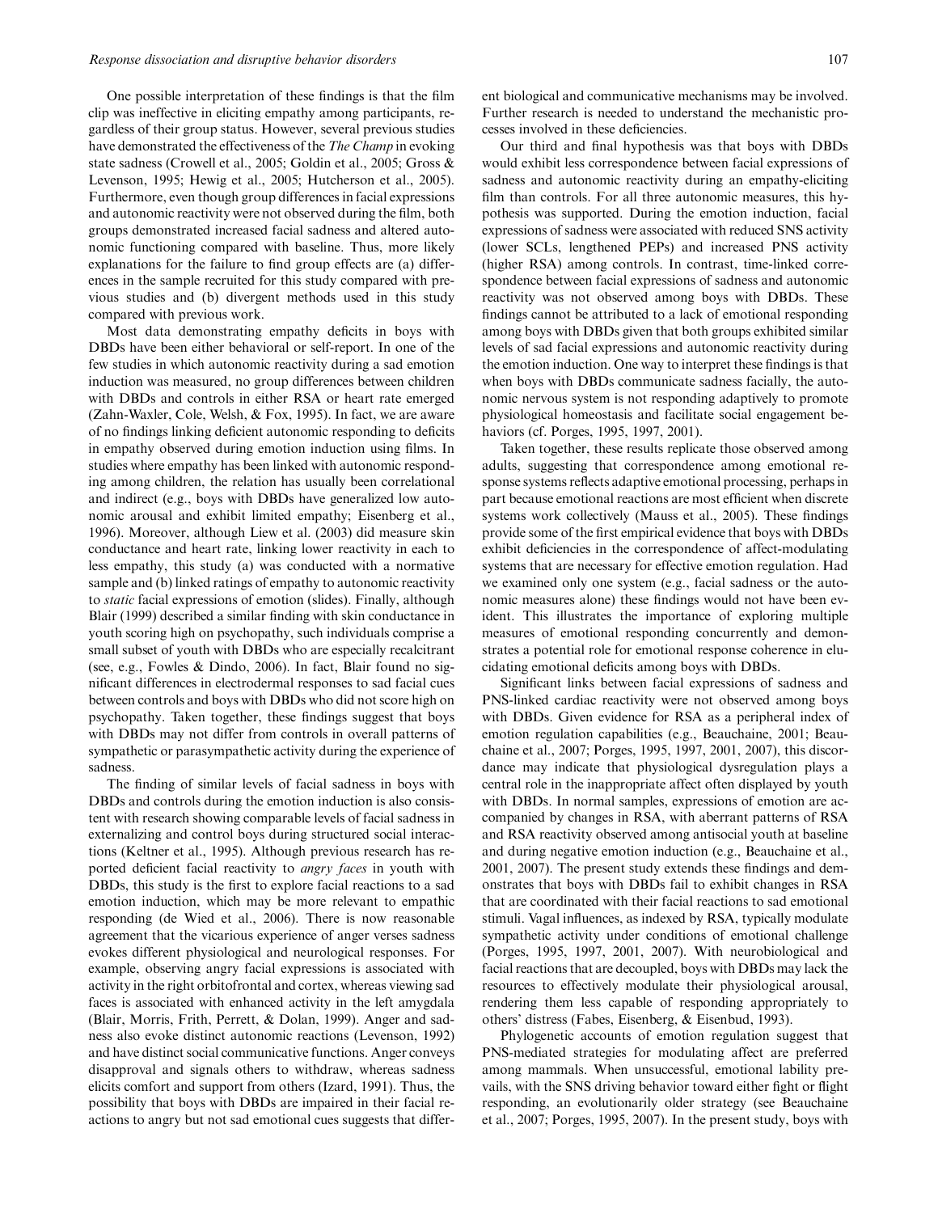One possible interpretation of these findings is that the film clip was ineffective in eliciting empathy among participants, regardless of their group status. However, several previous studies have demonstrated the effectiveness of the *The Champ* in evoking state sadness (Crowell et al., 2005; Goldin et al., 2005; Gross & Levenson, 1995; Hewig et al., 2005; Hutcherson et al., 2005). Furthermore, even though group differences in facial expressions and autonomic reactivity were not observed during the film, both groups demonstrated increased facial sadness and altered autonomic functioning compared with baseline. Thus, more likely explanations for the failure to find group effects are (a) differences in the sample recruited for this study compared with previous studies and (b) divergent methods used in this study compared with previous work.

Most data demonstrating empathy deficits in boys with DBDs have been either behavioral or self-report. In one of the few studies in which autonomic reactivity during a sad emotion induction was measured, no group differences between children with DBDs and controls in either RSA or heart rate emerged (Zahn-Waxler, Cole, Welsh, & Fox, 1995). In fact, we are aware of no findings linking deficient autonomic responding to deficits in empathy observed during emotion induction using films. In studies where empathy has been linked with autonomic responding among children, the relation has usually been correlational and indirect (e.g., boys with DBDs have generalized low autonomic arousal and exhibit limited empathy; Eisenberg et al., 1996). Moreover, although Liew et al. (2003) did measure skin conductance and heart rate, linking lower reactivity in each to less empathy, this study (a) was conducted with a normative sample and (b) linked ratings of empathy to autonomic reactivity to *static* facial expressions of emotion (slides). Finally, although Blair (1999) described a similar finding with skin conductance in youth scoring high on psychopathy, such individuals comprise a small subset of youth with DBDs who are especially recalcitrant (see, e.g., Fowles & Dindo, 2006). In fact, Blair found no significant differences in electrodermal responses to sad facial cues between controls and boys with DBDs who did not score high on psychopathy. Taken together, these findings suggest that boys with DBDs may not differ from controls in overall patterns of sympathetic or parasympathetic activity during the experience of sadness.

The finding of similar levels of facial sadness in boys with DBDs and controls during the emotion induction is also consistent with research showing comparable levels of facial sadness in externalizing and control boys during structured social interactions (Keltner et al., 1995). Although previous research has reported deficient facial reactivity to *angry faces* in youth with DBDs, this study is the first to explore facial reactions to a sad emotion induction, which may be more relevant to empathic responding (de Wied et al., 2006). There is now reasonable agreement that the vicarious experience of anger verses sadness evokes different physiological and neurological responses. For example, observing angry facial expressions is associated with activity in the right orbitofrontal and cortex, whereas viewing sad faces is associated with enhanced activity in the left amygdala (Blair, Morris, Frith, Perrett, & Dolan, 1999). Anger and sadness also evoke distinct autonomic reactions (Levenson, 1992) and have distinct social communicative functions. Anger conveys disapproval and signals others to withdraw, whereas sadness elicits comfort and support from others (Izard, 1991). Thus, the possibility that boys with DBDs are impaired in their facial reactions to angry but not sad emotional cues suggests that different biological and communicative mechanisms may be involved. Further research is needed to understand the mechanistic processes involved in these deficiencies.

Our third and final hypothesis was that boys with DBDs would exhibit less correspondence between facial expressions of sadness and autonomic reactivity during an empathy-eliciting film than controls. For all three autonomic measures, this hypothesis was supported. During the emotion induction, facial expressions of sadness were associated with reduced SNS activity (lower SCLs, lengthened PEPs) and increased PNS activity (higher RSA) among controls. In contrast, time-linked correspondence between facial expressions of sadness and autonomic reactivity was not observed among boys with DBDs. These findings cannot be attributed to a lack of emotional responding among boys with DBDs given that both groups exhibited similar levels of sad facial expressions and autonomic reactivity during the emotion induction. One way to interpret these findings is that when boys with DBDs communicate sadness facially, the autonomic nervous system is not responding adaptively to promote physiological homeostasis and facilitate social engagement behaviors (cf. Porges, 1995, 1997, 2001).

Taken together, these results replicate those observed among adults, suggesting that correspondence among emotional response systems reflects adaptive emotional processing, perhaps in part because emotional reactions are most efficient when discrete systems work collectively (Mauss et al., 2005). These findings provide some of the first empirical evidence that boys with DBDs exhibit deficiencies in the correspondence of affect-modulating systems that are necessary for effective emotion regulation. Had we examined only one system (e.g., facial sadness or the autonomic measures alone) these findings would not have been evident. This illustrates the importance of exploring multiple measures of emotional responding concurrently and demonstrates a potential role for emotional response coherence in elucidating emotional deficits among boys with DBDs.

Significant links between facial expressions of sadness and PNS-linked cardiac reactivity were not observed among boys with DBDs. Given evidence for RSA as a peripheral index of emotion regulation capabilities (e.g., Beauchaine, 2001; Beauchaine et al., 2007; Porges, 1995, 1997, 2001, 2007), this discordance may indicate that physiological dysregulation plays a central role in the inappropriate affect often displayed by youth with DBDs. In normal samples, expressions of emotion are accompanied by changes in RSA, with aberrant patterns of RSA and RSA reactivity observed among antisocial youth at baseline and during negative emotion induction (e.g., Beauchaine et al., 2001, 2007). The present study extends these findings and demonstrates that boys with DBDs fail to exhibit changes in RSA that are coordinated with their facial reactions to sad emotional stimuli. Vagal influences, as indexed by RSA, typically modulate sympathetic activity under conditions of emotional challenge (Porges, 1995, 1997, 2001, 2007). With neurobiological and facial reactions that are decoupled, boys with DBDs may lack the resources to effectively modulate their physiological arousal, rendering them less capable of responding appropriately to others' distress (Fabes, Eisenberg, & Eisenbud, 1993).

Phylogenetic accounts of emotion regulation suggest that PNS-mediated strategies for modulating affect are preferred among mammals. When unsuccessful, emotional lability prevails, with the SNS driving behavior toward either fight or flight responding, an evolutionarily older strategy (see Beauchaine et al., 2007; Porges, 1995, 2007). In the present study, boys with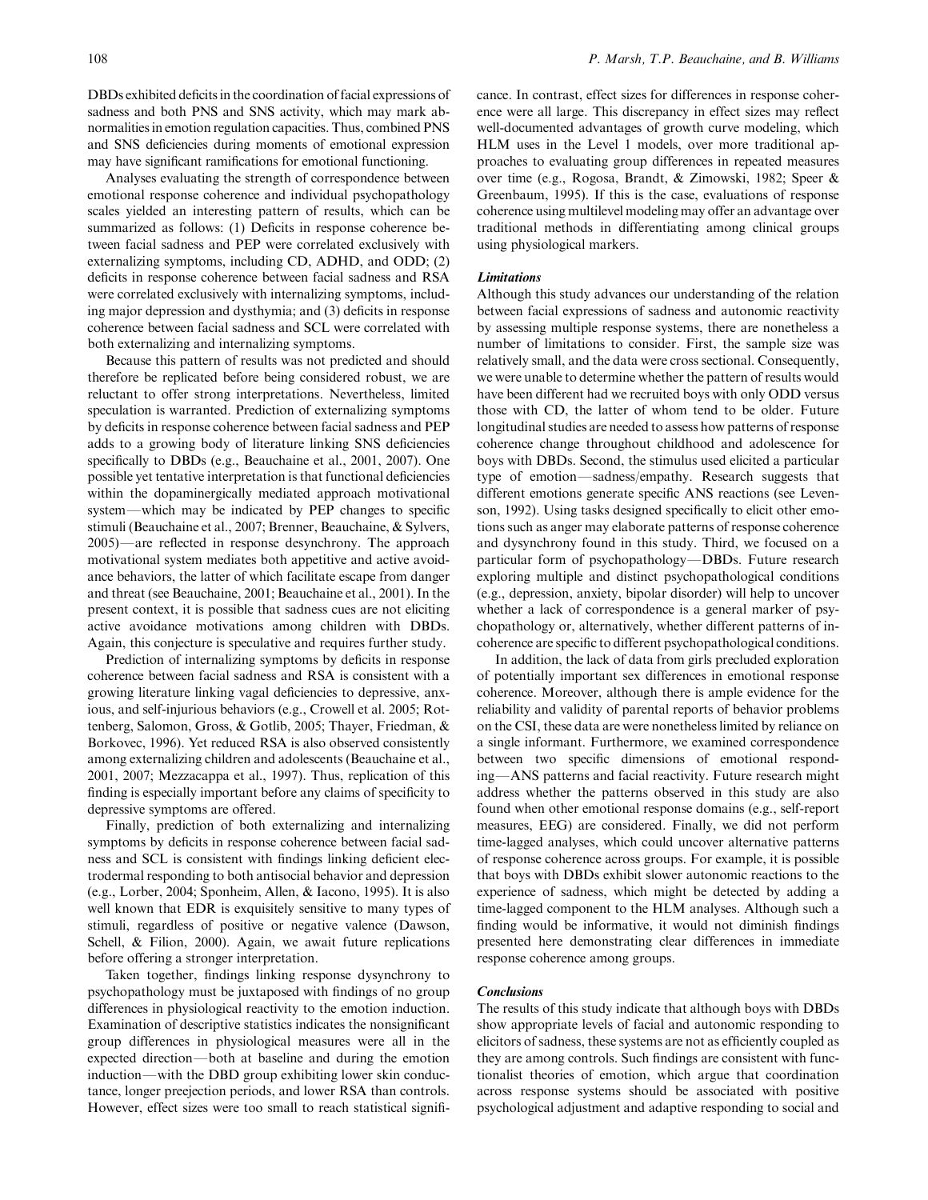DBDs exhibited deficits in the coordination of facial expressions of sadness and both PNS and SNS activity, which may mark abnormalities in emotion regulation capacities. Thus, combined PNS and SNS deficiencies during moments of emotional expression may have significant ramifications for emotional functioning.

Analyses evaluating the strength of correspondence between emotional response coherence and individual psychopathology scales yielded an interesting pattern of results, which can be summarized as follows: (1) Deficits in response coherence between facial sadness and PEP were correlated exclusively with externalizing symptoms, including CD, ADHD, and ODD; (2) deficits in response coherence between facial sadness and RSA were correlated exclusively with internalizing symptoms, including major depression and dysthymia; and (3) deficits in response coherence between facial sadness and SCL were correlated with both externalizing and internalizing symptoms.

Because this pattern of results was not predicted and should therefore be replicated before being considered robust, we are reluctant to offer strong interpretations. Nevertheless, limited speculation is warranted. Prediction of externalizing symptoms by deficits in response coherence between facial sadness and PEP adds to a growing body of literature linking SNS deficiencies specifically to DBDs (e.g., Beauchaine et al., 2001, 2007). One possible yet tentative interpretation is that functional deficiencies within the dopaminergically mediated approach motivational system—which may be indicated by PEP changes to specific stimuli (Beauchaine et al., 2007; Brenner, Beauchaine, & Sylvers, 2005)—are reflected in response desynchrony. The approach motivational system mediates both appetitive and active avoidance behaviors, the latter of which facilitate escape from danger and threat (see Beauchaine, 2001; Beauchaine et al., 2001). In the present context, it is possible that sadness cues are not eliciting active avoidance motivations among children with DBDs. Again, this conjecture is speculative and requires further study.

Prediction of internalizing symptoms by deficits in response coherence between facial sadness and RSA is consistent with a growing literature linking vagal deficiencies to depressive, anxious, and self-injurious behaviors (e.g., Crowell et al. 2005; Rottenberg, Salomon, Gross, & Gotlib, 2005; Thayer, Friedman, & Borkovec, 1996). Yet reduced RSA is also observed consistently among externalizing children and adolescents (Beauchaine et al., 2001, 2007; Mezzacappa et al., 1997). Thus, replication of this finding is especially important before any claims of specificity to depressive symptoms are offered.

Finally, prediction of both externalizing and internalizing symptoms by deficits in response coherence between facial sadness and SCL is consistent with findings linking deficient electrodermal responding to both antisocial behavior and depression (e.g., Lorber, 2004; Sponheim, Allen, & Iacono, 1995). It is also well known that EDR is exquisitely sensitive to many types of stimuli, regardless of positive or negative valence (Dawson, Schell, & Filion, 2000). Again, we await future replications before offering a stronger interpretation.

Taken together, findings linking response dysynchrony to psychopathology must be juxtaposed with findings of no group differences in physiological reactivity to the emotion induction. Examination of descriptive statistics indicates the nonsignificant group differences in physiological measures were all in the expected direction—both at baseline and during the emotion induction—with the DBD group exhibiting lower skin conductance, longer preejection periods, and lower RSA than controls. However, effect sizes were too small to reach statistical significance. In contrast, effect sizes for differences in response coherence were all large. This discrepancy in effect sizes may reflect well-documented advantages of growth curve modeling, which HLM uses in the Level 1 models, over more traditional approaches to evaluating group differences in repeated measures over time (e.g., Rogosa, Brandt, & Zimowski, 1982; Speer & Greenbaum, 1995). If this is the case, evaluations of response coherence using multilevel modeling may offer an advantage over traditional methods in differentiating among clinical groups using physiological markers.

### *Limitations*

Although this study advances our understanding of the relation between facial expressions of sadness and autonomic reactivity by assessing multiple response systems, there are nonetheless a number of limitations to consider. First, the sample size was relatively small, and the data were cross sectional. Consequently, we were unable to determine whether the pattern of results would have been different had we recruited boys with only ODD versus those with CD, the latter of whom tend to be older. Future longitudinal studies are needed to assess how patterns of response coherence change throughout childhood and adolescence for boys with DBDs. Second, the stimulus used elicited a particular type of emotion—sadness/empathy. Research suggests that different emotions generate specific ANS reactions (see Levenson, 1992). Using tasks designed specifically to elicit other emotions such as anger may elaborate patterns of response coherence and dysynchrony found in this study. Third, we focused on a particular form of psychopathology—DBDs. Future research exploring multiple and distinct psychopathological conditions (e.g., depression, anxiety, bipolar disorder) will help to uncover whether a lack of correspondence is a general marker of psychopathology or, alternatively, whether different patterns of incoherence are specific to different psychopathological conditions.

In addition, the lack of data from girls precluded exploration of potentially important sex differences in emotional response coherence. Moreover, although there is ample evidence for the reliability and validity of parental reports of behavior problems on the CSI, these data are were nonetheless limited by reliance on a single informant. Furthermore, we examined correspondence between two specific dimensions of emotional responding—ANS patterns and facial reactivity. Future research might address whether the patterns observed in this study are also found when other emotional response domains (e.g., self-report measures, EEG) are considered. Finally, we did not perform time-lagged analyses, which could uncover alternative patterns of response coherence across groups. For example, it is possible that boys with DBDs exhibit slower autonomic reactions to the experience of sadness, which might be detected by adding a time-lagged component to the HLM analyses. Although such a finding would be informative, it would not diminish findings presented here demonstrating clear differences in immediate response coherence among groups.

### *Conclusions*

The results of this study indicate that although boys with DBDs show appropriate levels of facial and autonomic responding to elicitors of sadness, these systems are not as efficiently coupled as they are among controls. Such findings are consistent with functionalist theories of emotion, which argue that coordination across response systems should be associated with positive psychological adjustment and adaptive responding to social and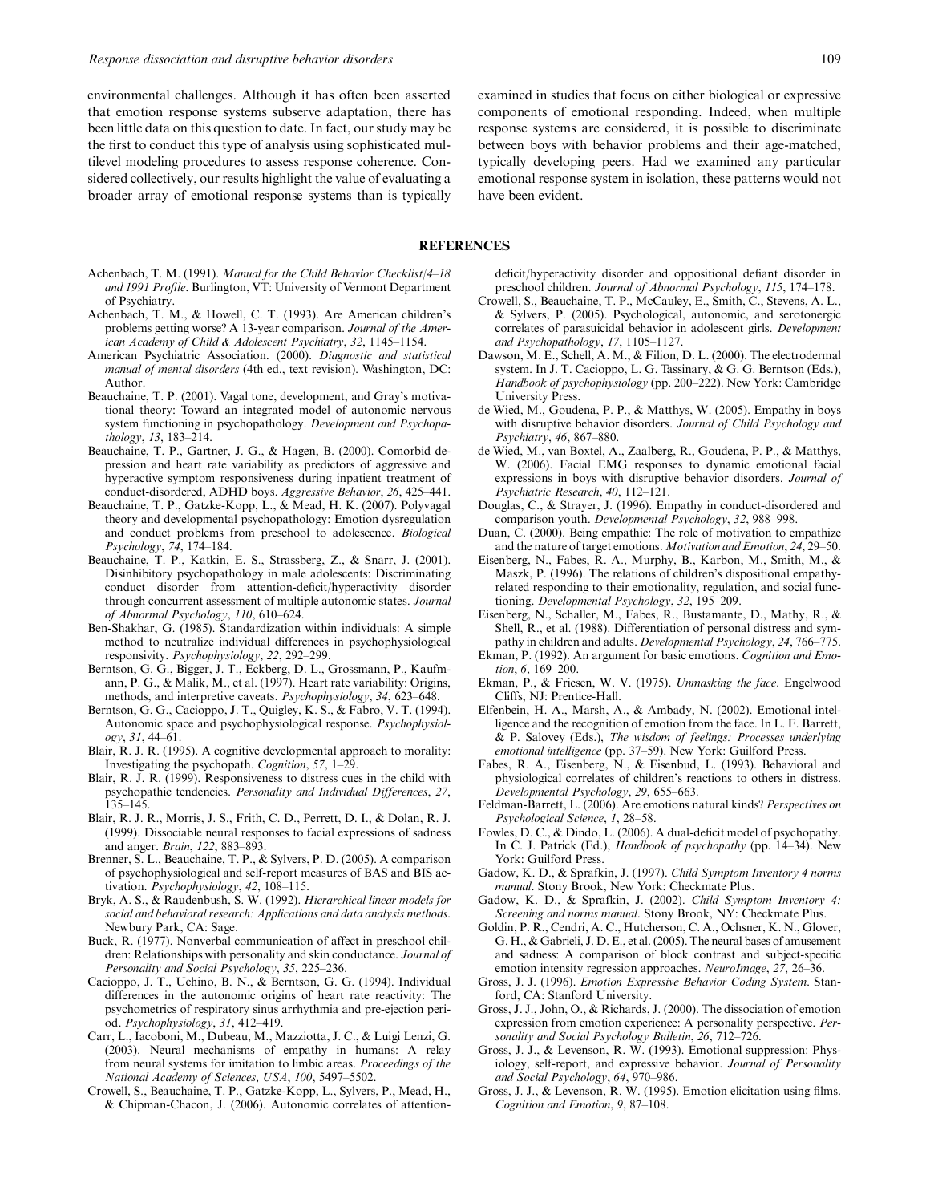environmental challenges. Although it has often been asserted that emotion response systems subserve adaptation, there has been little data on this question to date. In fact, our study may be the first to conduct this type of analysis using sophisticated multilevel modeling procedures to assess response coherence. Considered collectively, our results highlight the value of evaluating a broader array of emotional response systems than is typically examined in studies that focus on either biological or expressive components of emotional responding. Indeed, when multiple response systems are considered, it is possible to discriminate between boys with behavior problems and their age-matched, typically developing peers. Had we examined any particular emotional response system in isolation, these patterns would not have been evident.

## REFERENCES

Achenbach, T. M. (1991). *Manual for the Child Behavior Checklist/4–18 and 1991 Profile*. Burlington, VT: University of Vermont Department of Psychiatry.

Achenbach, T. M., & Howell, C. T. (1993). Are American children's problems getting worse? A 13-year comparison. *Journal of the American Academy of Child & Adolescent Psychiatry*, *32*, 1145–1154.

American Psychiatric Association. (2000). *Diagnostic and statistical manual of mental disorders* (4th ed., text revision). Washington, DC: Author.

Beauchaine, T. P. (2001). Vagal tone, development, and Gray's motivational theory: Toward an integrated model of autonomic nervous system functioning in psychopathology. *Development and Psychopathology*, *13*, 183–214.

Beauchaine, T. P., Gartner, J. G., & Hagen, B. (2000). Comorbid depression and heart rate variability as predictors of aggressive and hyperactive symptom responsiveness during inpatient treatment of conduct-disordered, ADHD boys. *Aggressive Behavior*, *26*, 425–441.

Beauchaine, T. P., Gatzke-Kopp, L., & Mead, H. K. (2007). Polyvagal theory and developmental psychopathology: Emotion dysregulation and conduct problems from preschool to adolescence. *Biological Psychology*, *74*, 174–184.

Beauchaine, T. P., Katkin, E. S., Strassberg, Z., & Snarr, J. (2001). Disinhibitory psychopathology in male adolescents: Discriminating conduct disorder from attention-deficit/hyperactivity disorder through concurrent assessment of multiple autonomic states. *Journal of Abnormal Psychology*, *110*, 610–624.

Ben-Shakhar, G. (1985). Standardization within individuals: A simple method to neutralize individual differences in psychophysiological responsivity. *Psychophysiology*, *22*, 292–299.

Berntson, G. G., Bigger, J. T., Eckberg, D. L., Grossmann, P., Kaufmann, P. G., & Malik, M., et al. (1997). Heart rate variability: Origins, methods, and interpretive caveats. *Psychophysiology*, *34*, 623–648.

Berntson, G. G., Cacioppo, J. T., Quigley, K. S., & Fabro, V. T. (1994). Autonomic space and psychophysiological response. *Psychophysiology*, *31*, 44–61.

Blair, R. J. R. (1995). A cognitive developmental approach to morality: Investigating the psychopath. *Cognition*, *57*, 1–29.

Blair, R. J. R. (1999). Responsiveness to distress cues in the child with psychopathic tendencies. *Personality and Individual Differences*, *27*, 135–145.

Blair, R. J. R., Morris, J. S., Frith, C. D., Perrett, D. I., & Dolan, R. J. (1999). Dissociable neural responses to facial expressions of sadness and anger. *Brain*, *122*, 883–893.

Brenner, S. L., Beauchaine, T. P., & Sylvers, P. D. (2005). A comparison of psychophysiological and self-report measures of BAS and BIS activation. *Psychophysiology*, *42*, 108–115.

Bryk, A. S., & Raudenbush, S. W. (1992). *Hierarchical linear models for social and behavioral research: Applications and data analysis methods*. Newbury Park, CA: Sage.

Buck, R. (1977). Nonverbal communication of affect in preschool children: Relationships with personality and skin conductance. *Journal of Personality and Social Psychology*, *35*, 225–236.

Cacioppo, J. T., Uchino, B. N., & Berntson, G. G. (1994). Individual differences in the autonomic origins of heart rate reactivity: The psychometrics of respiratory sinus arrhythmia and pre-ejection period. *Psychophysiology*, *31*, 412–419.

Carr, L., Iacoboni, M., Dubeau, M., Mazziotta, J. C., & Luigi Lenzi, G. (2003). Neural mechanisms of empathy in humans: A relay from neural systems for imitation to limbic areas. *Proceedings of the National Academy of Sciences, USA*, *100*, 5497–5502.

Crowell, S., Beauchaine, T. P., Gatzke-Kopp, L., Sylvers, P., Mead, H., & Chipman-Chacon, J. (2006). Autonomic correlates of attention-deficit/hyperactivity disorder and oppositional defiant disorder in preschool children. *Journal of Abnormal Psychology*, *115*, 174–178.

Crowell, S., Beauchaine, T. P., McCauley, E., Smith, C., Stevens, A. L., & Sylvers, P. (2005). Psychological, autonomic, and serotonergic correlates of parasuicidal behavior in adolescent girls. *Development and Psychopathology*, *17*, 1105–1127.

Dawson, M. E., Schell, A. M., & Filion, D. L. (2000). The electrodermal system. In J. T. Cacioppo, L. G. Tassinary, & G. G. Berntson (Eds.), *Handbook of psychophysiology* (pp. 200–222). New York: Cambridge University Press.

de Wied, M., Goudena, P. P., & Matthys, W. (2005). Empathy in boys with disruptive behavior disorders. *Journal of Child Psychology and Psychiatry*, *46*, 867–880.

de Wied, M., van Boxtel, A., Zaalberg, R., Goudena, P. P., & Matthys, W. (2006). Facial EMG responses to dynamic emotional facial expressions in boys with disruptive behavior disorders. *Journal of Psychiatric Research*, *40*, 112–121.

Douglas, C., & Strayer, J. (1996). Empathy in conduct-disordered and comparison youth. *Developmental Psychology*, *32*, 988–998.

Duan, C. (2000). Being empathic: The role of motivation to empathize and the nature of target emotions. *Motivation and Emotion*, *24*, 29–50.

Eisenberg, N., Fabes, R. A., Murphy, B., Karbon, M., Smith, M., & Maszk, P. (1996). The relations of children's dispositional empathy-related responding to their emotionality, regulation, and social functioning. *Developmental Psychology*, *32*, 195–209.

Eisenberg, N., Schaller, M., Fabes, R., Bustamante, D., Mathy, R., & Shell, R., et al. (1988). Differentiation of personal distress and sympathy in children and adults. *Developmental Psychology*, *24*, 766–775.

Ekman, P. (1992). An argument for basic emotions. *Cognition and Emotion*, *6*, 169–200.

Ekman, P., & Friesen, W. V. (1975). *Unmasking the face*. Engelwood Cliffs, NJ: Prentice-Hall.

Elfenbein, H. A., Marsh, A., & Ambady, N. (2002). Emotional intelligence and the recognition of emotion from the face. In L. F. Barrett, & P. Salovey (Eds.), *The wisdom of feelings: Processes underlying emotional intelligence* (pp. 37–59). New York: Guilford Press.

Fabes, R. A., Eisenberg, N., & Eisenbud, L. (1993). Behavioral and physiological correlates of children's reactions to others in distress. *Developmental Psychology*, *29*, 655–663.

Feldman-Barrett, L. (2006). Are emotions natural kinds? *Perspectives on Psychological Science*, *1*, 28–58.

Fowles, D. C., & Dindo, L. (2006). A dual-deficit model of psychopathy. In C. J. Patrick (Ed.), *Handbook of psychopathy* (pp. 14–34). New York: Guilford Press.

Gadow, K. D., & Sprafkin, J. (1997). *Child Symptom Inventory 4 norms manual*. Stony Brook, New York: Checkmate Plus.

Gadow, K. D., & Sprafkin, J. (2002). *Child Symptom Inventory 4: Screening and norms manual*. Stony Brook, NY: Checkmate Plus.

Goldin, P. R., Cendri, A. C., Hutcherson, C. A., Ochsner, K. N., Glover, G. H., & Gabrieli, J. D. E., et al. (2005). The neural bases of amusement and sadness: A comparison of block contrast and subject-specific emotion intensity regression approaches. *NeuroImage*, *27*, 26–36.

Gross, J. J. (1996). *Emotion Expressive Behavior Coding System*. Stanford, CA: Stanford University.

Gross, J. J., John, O., & Richards, J. (2000). The dissociation of emotion expression from emotion experience: A personality perspective. *Personality and Social Psychology Bulletin*, *26*, 712–726.

Gross, J. J., & Levenson, R. W. (1993). Emotional suppression: Physiology, self-report, and expressive behavior. *Journal of Personality and Social Psychology*, *64*, 970–986.

Gross, J. J., & Levenson, R. W. (1995). Emotion elicitation using films. *Cognition and Emotion*, *9*, 87–108.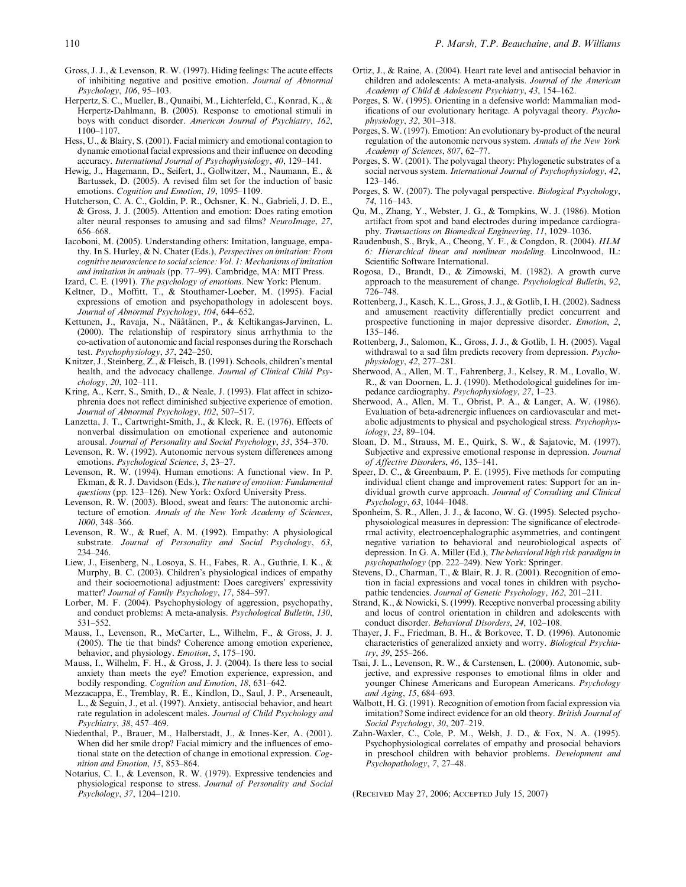Gross, J. J., & Levenson, R. W. (1997). Hiding feelings: The acute effects of inhibiting negative and positive emotion. *Journal of Abnormal Psychology*, *106*, 95–103.

Herpertz, S. C., Mueller, B., Qunaibi, M., Lichterfeld, C., Konrad, K., & Herpertz-Dahlmann, B. (2005). Response to emotional stimuli in boys with conduct disorder. *American Journal of Psychiatry*, *162*, 1100–1107.

Hess, U., & Blairy, S. (2001). Facial mimicry and emotional contagion to dynamic emotional facial expressions and their influence on decoding accuracy. *International Journal of Psychophysiology*, *40*, 129–141.

Hewig, J., Hagemann, D., Seifert, J., Gollwitzer, M., Naumann, E., & Bartussek, D. (2005). A revised film set for the induction of basic emotions. *Cognition and Emotion*, *19*, 1095–1109.

Hutcherson, C. A. C., Goldin, P. R., Ochsner, K. N., Gabrieli, J. D. E., & Gross, J. J. (2005). Attention and emotion: Does rating emotion alter neural responses to amusing and sad films? *NeuroImage*, *27*, 656–668.

Iacoboni, M. (2005). Understanding others: Imitation, language, empathy. In S. Hurley, & N. Chater (Eds.), *Perspectives on imitation: From cognitive neuroscience to social science: Vol. 1: Mechanisms of imitation and imitation in animals* (pp. 77–99). Cambridge, MA: MIT Press.

Izard, C. E. (1991). *The psychology of emotions*. New York: Plenum.

Keltner, D., Moffitt, T., & Stouthamer-Loeber, M. (1995). Facial expressions of emotion and psychopathology in adolescent boys. *Journal of Abnormal Psychology*, *104*, 644–652.

Kettunen, J., Ravaja, N., Näätänen, P., & Keltikangas-Jarvinen, L. (2000). The relationship of respiratory sinus arrhythmia to the co-activation of autonomic and facial responses during the Rorschach test. *Psychophysiology*, *37*, 242–250.

Knitzer, J., Steinberg, Z., & Fleisch, B. (1991). Schools, children's mental health, and the advocacy challenge. *Journal of Clinical Child Psychology*, *20*, 102–111.

Kring, A., Kerr, S., Smith, D., & Neale, J. (1993). Flat affect in schizophrenia does not reflect diminished subjective experience of emotion. *Journal of Abnormal Psychology*, *102*, 507–517.

Lanzetta, J. T., Cartwright-Smith, J., & Kleck, R. E. (1976). Effects of nonverbal dissimulation on emotional experience and autonomic arousal. *Journal of Personality and Social Psychology*, *33*, 354–370.

Levenson, R. W. (1992). Autonomic nervous system differences among emotions. *Psychological Science*, *3*, 23–27.

Levenson, R. W. (1994). Human emotions: A functional view. In P. Ekman, & R. J. Davidson (Eds.), *The nature of emotion: Fundamental questions* (pp. 123–126). New York: Oxford University Press.

Levenson, R. W. (2003). Blood, sweat and fears: The autonomic architecture of emotion. *Annals of the New York Academy of Sciences*, *1000*, 348–366.

Levenson, R. W., & Ruef, A. M. (1992). Empathy: A physiological substrate. *Journal of Personality and Social Psychology*, *63*, 234–246.

Liew, J., Eisenberg, N., Losoya, S. H., Fabes, R. A., Guthrie, I. K., & Murphy, B. C. (2003). Children's physiological indices of empathy and their socioemotional adjustment: Does caregivers' expressivity matter? *Journal of Family Psychology*, *17*, 584–597.

Lorber, M. F. (2004). Psychophysiology of aggression, psychopathy, and conduct problems: A meta-analysis. *Psychological Bulletin*, *130*, 531–552.

Mauss, I., Levenson, R., McCarter, L., Wilhelm, F., & Gross, J. J. (2005). The tie that binds? Coherence among emotion experience, behavior, and physiology. *Emotion*, *5*, 175–190.

Mauss, I., Wilhelm, F. H., & Gross, J. J. (2004). Is there less to social anxiety than meets the eye? Emotion experience, expression, and bodily responding. *Cognition and Emotion*, *18*, 631–642.

Mezzacappa, E., Tremblay, R. E., Kindlon, D., Saul, J. P., Arseneault, L., & Seguin, J., et al. (1997). Anxiety, antisocial behavior, and heart rate regulation in adolescent males. *Journal of Child Psychology and Psychiatry*, *38*, 457–469.

Niedenthal, P., Brauer, M., Halberstadt, J., & Innes-Ker, A. (2001). When did her smile drop? Facial mimicry and the influences of emotional state on the detection of change in emotional expression. *Cognition and Emotion*, *15*, 853–864.

Notarius, C. I., & Levenson, R. W. (1979). Expressive tendencies and physiological response to stress. *Journal of Personality and Social Psychology*, *37*, 1204–1210.

Ortiz, J., & Raine, A. (2004). Heart rate level and antisocial behavior in children and adolescents: A meta-analysis. *Journal of the American Academy of Child & Adolescent Psychiatry*, *43*, 154–162.

Porges, S. W. (1995). Orienting in a defensive world: Mammalian modifications of our evolutionary heritage. A polyvagal theory. *Psychophysiology*, *32*, 301–318.

Porges, S. W. (1997). Emotion: An evolutionary by-product of the neural regulation of the autonomic nervous system. *Annals of the New York Academy of Sciences*, *807*, 62–77.

Porges, S. W. (2001). The polyvagal theory: Phylogenetic substrates of a social nervous system. *International Journal of Psychophysiology*, *42*, 123–146.

Porges, S. W. (2007). The polyvagal perspective. *Biological Psychology*, *74*, 116–143.

Qu, M., Zhang, Y., Webster, J. G., & Tompkins, W. J. (1986). Motion artifact from spot and band electrodes during impedance cardiography. *Transactions on Biomedical Engineering*, *11*, 1029–1036.

Raudenbush, S., Bryk, A., Cheong, Y. F., & Congdon, R. (2004). *HLM 6: Hierarchical linear and nonlinear modeling*. Lincolnwood, IL: Scientific Software International.

Rogosa, D., Brandt, D., & Zimowski, M. (1982). A growth curve approach to the measurement of change. *Psychological Bulletin*, *92*, 726–748.

Rottenberg, J., Kasch, K. L., Gross, J. J., & Gotlib, I. H. (2002). Sadness and amusement reactivity differentially predict concurrent and prospective functioning in major depressive disorder. *Emotion*, *2*, 135–146.

Rottenberg, J., Salomon, K., Gross, J. J., & Gotlib, I. H. (2005). Vagal withdrawal to a sad film predicts recovery from depression. *Psychophysiology*, *42*, 277–281.

Sherwood, A., Allen, M. T., Fahrenberg, J., Kelsey, R. M., Lovallo, W. R., & van Doornen, L. J. (1990). Methodological guidelines for impedance cardiography. *Psychophysiology*, *27*, 1–23.

Sherwood, A., Allen, M. T., Obrist, P. A., & Langer, A. W. (1986). Evaluation of beta-adrenergic influences on cardiovascular and metabolic adjustments to physical and psychological stress. *Psychophysiology*, *23*, 89–104.

Sloan, D. M., Strauss, M. E., Quirk, S. W., & Sajatovic, M. (1997). Subjective and expressive emotional response in depression. *Journal of Affective Disorders*, *46*, 135–141.

Speer, D. C., & Greenbaum, P. E. (1995). Five methods for computing individual client change and improvement rates: Support for an individual growth curve approach. *Journal of Consulting and Clinical Psychology*, *63*, 1044–1048.

Sponheim, S. R., Allen, J. J., & Iacono, W. G. (1995). Selected psychophysoiological measures in depression: The significance of electrodermal activity, electroencephalographic asymmetries, and contingent negative variation to behavioral and neurobiological aspects of depression. In G. A. Miller (Ed.), *The behavioral high risk paradigm in psychopathology* (pp. 222–249). New York: Springer.

Stevens, D., Charman, T., & Blair, R. J. R. (2001). Recognition of emotion in facial expressions and vocal tones in children with psychopathic tendencies. *Journal of Genetic Psychology*, *162*, 201–211.

Strand, K., & Nowicki, S. (1999). Receptive nonverbal processing ability and locus of control orientation in children and adolescents with conduct disorder. *Behavioral Disorders*, *24*, 102–108.

Thayer, J. F., Friedman, B. H., & Borkovec, T. D. (1996). Autonomic characteristics of generalized anxiety and worry. *Biological Psychiatry*, *39*, 255–266.

Tsai, J. L., Levenson, R. W., & Carstensen, L. (2000). Autonomic, subjective, and expressive responses to emotional films in older and younger Chinese Americans and European Americans. *Psychology and Aging*, *15*, 684–693.

Walbott, H. G. (1991). Recognition of emotion from facial expression via imitation? Some indirect evidence for an old theory. *British Journal of Social Psychology*, *30*, 207–219.

Zahn-Waxler, C., Cole, P. M., Welsh, J. D., & Fox, N. A. (1995). Psychophysiological correlates of empathy and prosocial behaviors in preschool children with behavior problems. *Development and Psychopathology*, *7*, 27–48.

(Received May 27, 2006; Accepted July 15, 2007)